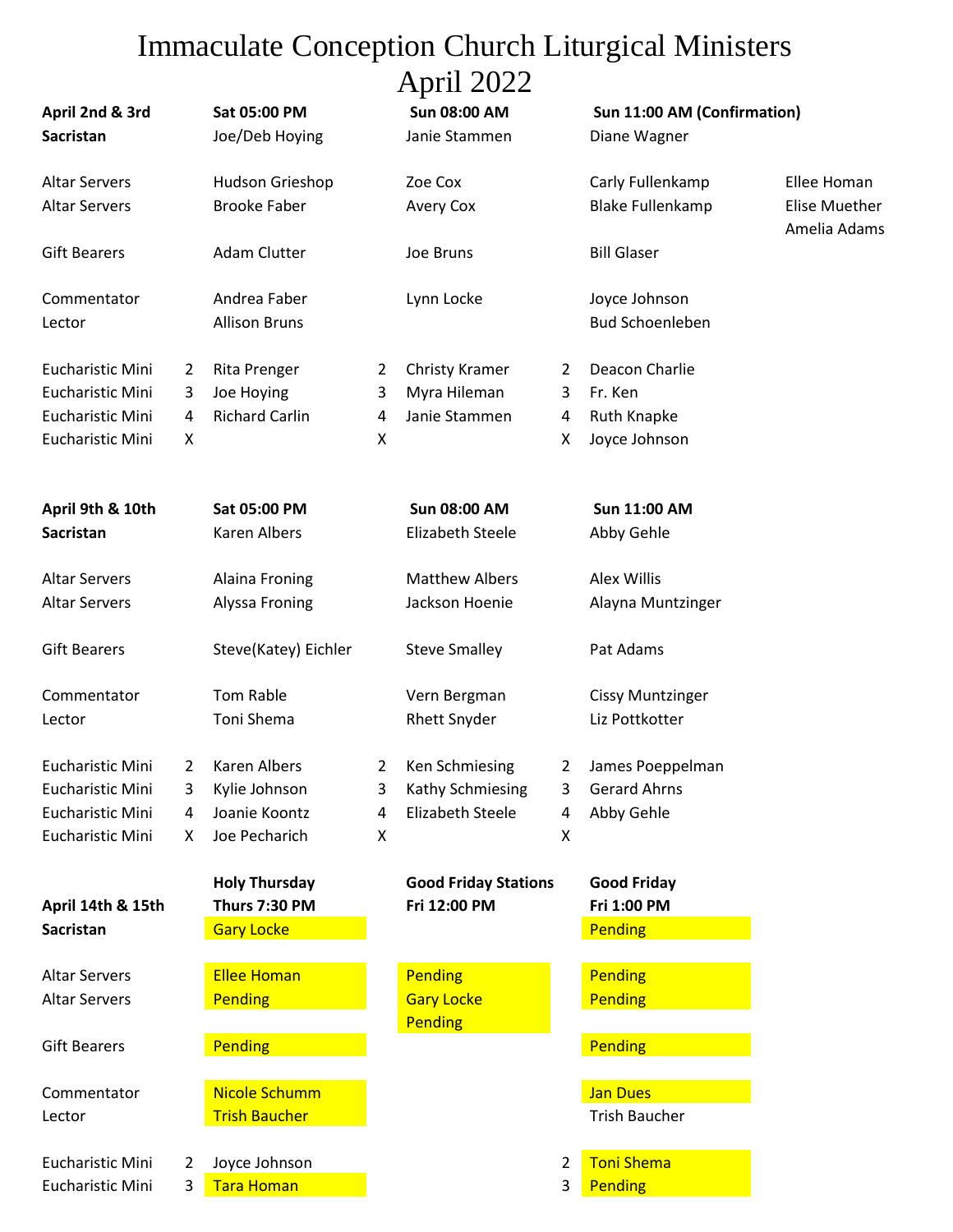# Immaculate Conception Church Liturgical Ministers
# April 2022

| **April 2nd & 3rd** | | **Sat 05:00 PM** | | **Sun 08:00 AM** | | **Sun 11:00 AM (Confirmation)** | |
|---|---|---|---|---|---|---|---|
| **Sacristan** | | Joe/Deb Hoying | | Janie Stammen | | Diane Wagner | |
| Altar Servers | | Hudson Grieshop | | Zoe Cox | | Carly Fullenkamp | Ellee Homan |
| Altar Servers | | Brooke Faber | | Avery Cox | | Blake Fullenkamp | Elise Muether |
| | | | | | | | Amelia Adams |
| Gift Bearers | | Adam Clutter | | Joe Bruns | | Bill Glaser | |
| Commentator | | Andrea Faber | | Lynn Locke | | Joyce Johnson | |
| Lector | | Allison Bruns | | | | Bud Schoenleben | |
| Eucharistic Mini | 2 | Rita Prenger | 2 | Christy Kramer | 2 | Deacon Charlie | |
| Eucharistic Mini | 3 | Joe Hoying | 3 | Myra Hileman | 3 | Fr. Ken | |
| Eucharistic Mini | 4 | Richard Carlin | 4 | Janie Stammen | 4 | Ruth Knapke | |
| Eucharistic Mini | X | | X | | X | Joyce Johnson | |

| **April 9th & 10th** | | **Sat 05:00 PM** | | **Sun 08:00 AM** | | **Sun 11:00 AM** |
|---|---|---|---|---|---|---|
| **Sacristan** | | Karen Albers | | Elizabeth Steele | | Abby Gehle |
| Altar Servers | | Alaina Froning | | Matthew Albers | | Alex Willis |
| Altar Servers | | Alyssa Froning | | Jackson Hoenie | | Alayna Muntzinger |
| Gift Bearers | | Steve(Katey) Eichler | | Steve Smalley | | Pat Adams |
| Commentator | | Tom Rable | | Vern Bergman | | Cissy Muntzinger |
| Lector | | Toni Shema | | Rhett Snyder | | Liz Pottkotter |
| Eucharistic Mini | 2 | Karen Albers | 2 | Ken Schmiesing | 2 | James Poeppelman |
| Eucharistic Mini | 3 | Kylie Johnson | 3 | Kathy Schmiesing | 3 | Gerard Ahrns |
| Eucharistic Mini | 4 | Joanie Koontz | 4 | Elizabeth Steele | 4 | Abby Gehle |
| Eucharistic Mini | X | Joe Pecharich | X | | X | |

| **April 14th & 15th** | | **Holy Thursday Thurs 7:30 PM** | **Good Friday Stations Fri 12:00 PM** | | **Good Friday Fri 1:00 PM** |
|---|---|---|---|---|---|
| **Sacristan** | | Gary Locke | | | Pending |
| Altar Servers | | Ellee Homan | Pending | | Pending |
| Altar Servers | | Pending | Gary Locke | | Pending |
| | | | Pending | | |
| Gift Bearers | | Pending | | | Pending |
| Commentator | | Nicole Schumm | | | Jan Dues |
| Lector | | Trish Baucher | | | Trish Baucher |
| Eucharistic Mini | 2 | Joyce Johnson | | 2 | Toni Shema |
| Eucharistic Mini | 3 | Tara Homan | | 3 | Pending |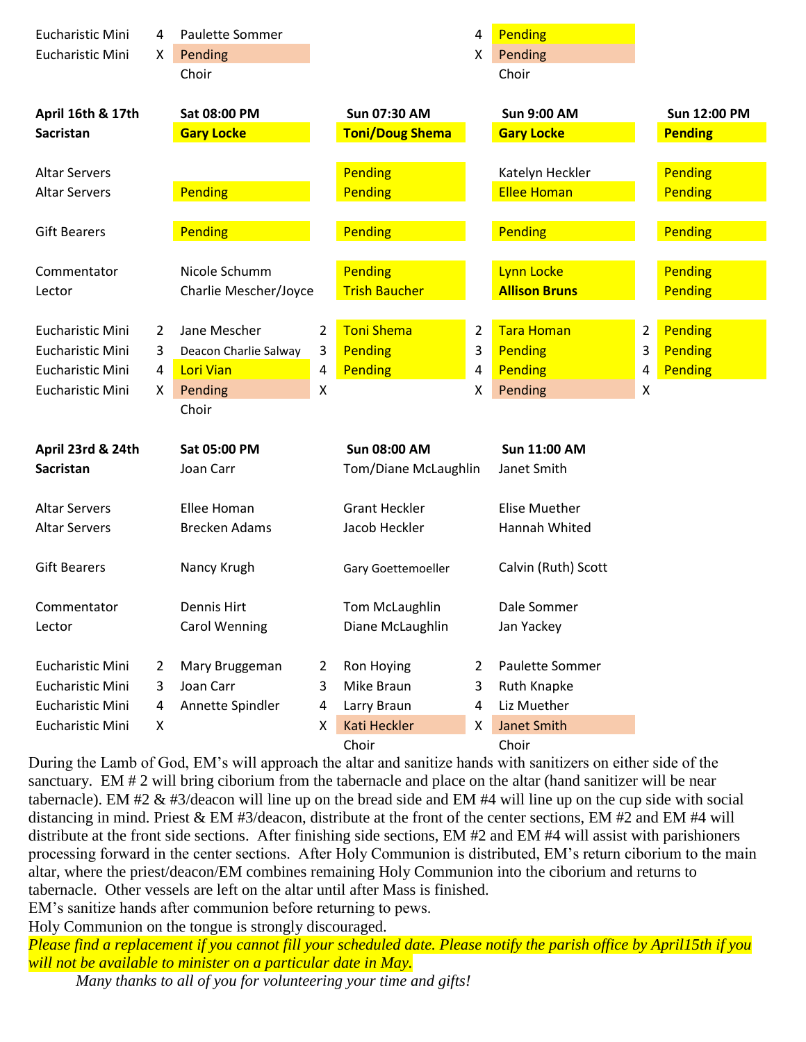| | | | | | | | | |
|---|---|---|---|---|---|---|---|---|
| Eucharistic Mini | 4 | Paulette Sommer | | | 4 | Pending | | |
| Eucharistic Mini | X | Pending | | | X | Pending | | |
| | | Choir | | | | Choir | | |

| **April 16th & 17th** | | **Sat 08:00 PM** | | **Sun 07:30 AM** | | **Sun 9:00 AM** | | **Sun 12:00 PM** |
|---|---|---|---|---|---|---|---|---|
| **Sacristan** | | **Gary Locke** | | **Toni/Doug Shema** | | **Gary Locke** | | **Pending** |
| Altar Servers | | | | Pending | | Katelyn Heckler | | Pending |
| Altar Servers | | Pending | | Pending | | Ellee Homan | | Pending |
| Gift Bearers | | Pending | | Pending | | Pending | | Pending |
| Commentator | | Nicole Schumm | | Pending | | Lynn Locke | | Pending |
| Lector | | Charlie Mescher/Joyce | | Trish Baucher | | **Allison Bruns** | | Pending |
| Eucharistic Mini | 2 | Jane Mescher | 2 | Toni Shema | 2 | Tara Homan | 2 | Pending |
| Eucharistic Mini | 3 | Deacon Charlie Salway | 3 | Pending | 3 | Pending | 3 | Pending |
| Eucharistic Mini | 4 | Lori Vian | 4 | Pending | 4 | Pending | 4 | Pending |
| Eucharistic Mini | X | Pending | X | | X | Pending | X | |
| | | Choir | | | | | | |

| **April 23rd & 24th** | | **Sat 05:00 PM** | | **Sun 08:00 AM** | | **Sun 11:00 AM** |
|---|---|---|---|---|---|---|
| **Sacristan** | | Joan Carr | | Tom/Diane McLaughlin | | Janet Smith |
| Altar Servers | | Ellee Homan | | Grant Heckler | | Elise Muether |
| Altar Servers | | Brecken Adams | | Jacob Heckler | | Hannah Whited |
| Gift Bearers | | Nancy Krugh | | Gary Goettemoeller | | Calvin (Ruth) Scott |
| Commentator | | Dennis Hirt | | Tom McLaughlin | | Dale Sommer |
| Lector | | Carol Wenning | | Diane McLaughlin | | Jan Yackey |
| Eucharistic Mini | 2 | Mary Bruggeman | 2 | Ron Hoying | 2 | Paulette Sommer |
| Eucharistic Mini | 3 | Joan Carr | 3 | Mike Braun | 3 | Ruth Knapke |
| Eucharistic Mini | 4 | Annette Spindler | 4 | Larry Braun | 4 | Liz Muether |
| Eucharistic Mini | X | | X | Kati Heckler | X | Janet Smith |
| | | | | Choir | | Choir |

During the Lamb of God, EM's will approach the altar and sanitize hands with sanitizers on either side of the sanctuary. EM # 2 will bring ciborium from the tabernacle and place on the altar (hand sanitizer will be near tabernacle). EM #2 & #3/deacon will line up on the bread side and EM #4 will line up on the cup side with social distancing in mind. Priest & EM #3/deacon, distribute at the front of the center sections, EM #2 and EM #4 will distribute at the front side sections. After finishing side sections, EM #2 and EM #4 will assist with parishioners processing forward in the center sections. After Holy Communion is distributed, EM's return ciborium to the main altar, where the priest/deacon/EM combines remaining Holy Communion into the ciborium and returns to tabernacle. Other vessels are left on the altar until after Mass is finished.

EM's sanitize hands after communion before returning to pews.

Holy Communion on the tongue is strongly discouraged.

*Please find a replacement if you cannot fill your scheduled date. Please notify the parish office by April15th if you will not be available to minister on a particular date in May.*

*Many thanks to all of you for volunteering your time and gifts!*